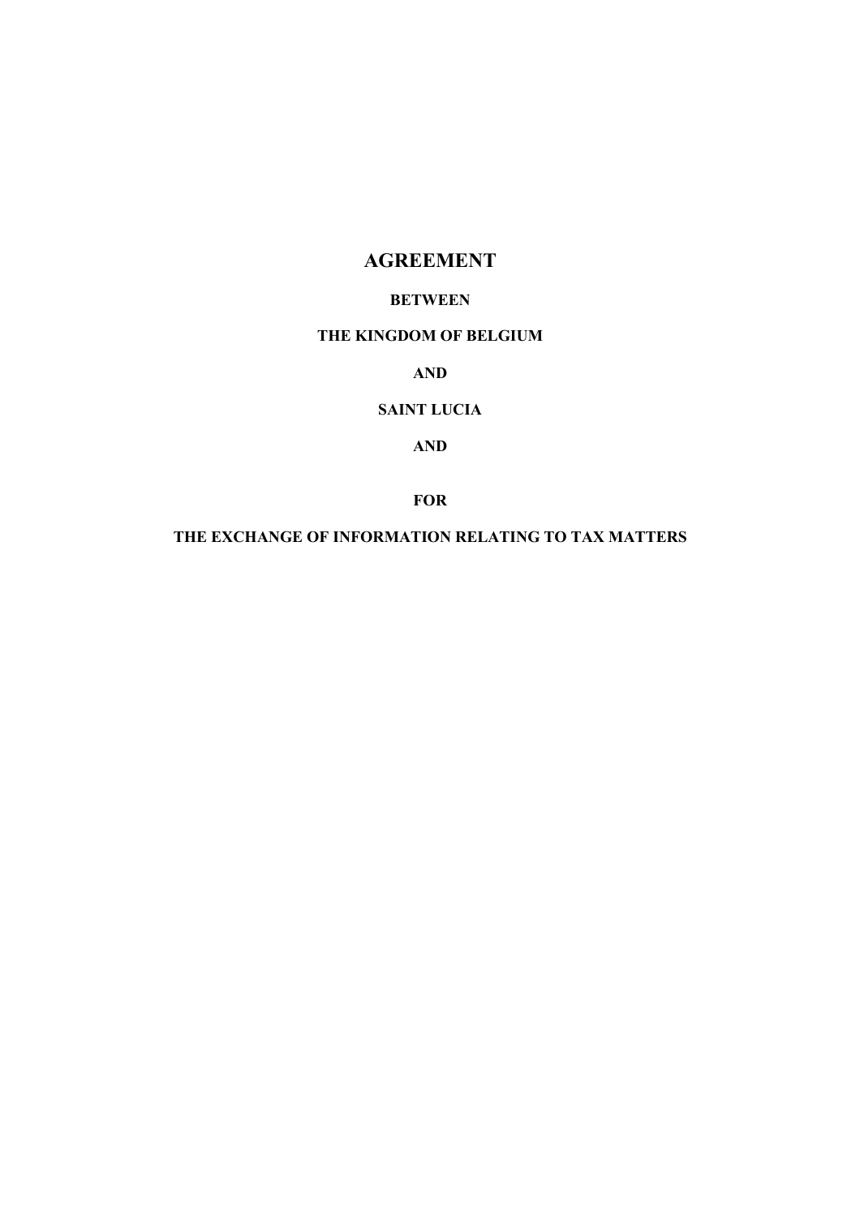# AGREEMENT

**BETWEEN**

**THE KINGDOM OF BELGIUM**

**AND**

**SAINT LUCIA**

**AND**

**FOR**

**THE EXCHANGE OF INFORMATION RELATING TO TAX MATTERS**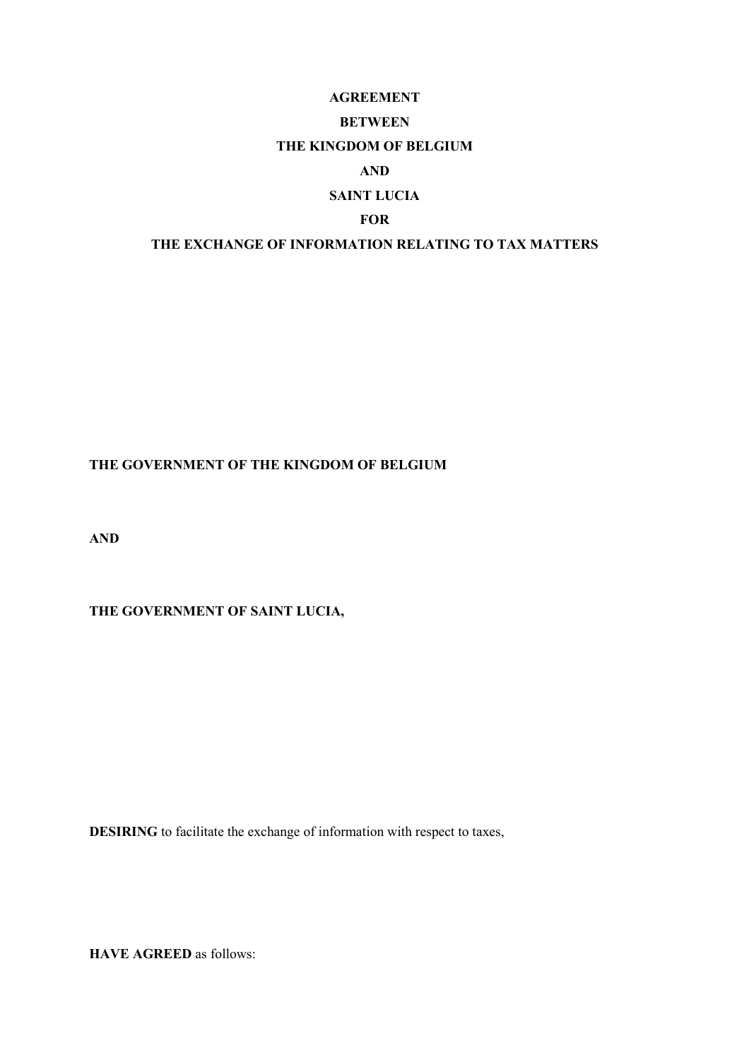**AGREEMENT**

**BETWEEN**

**THE KINGDOM OF BELGIUM**

**AND**

**SAINT LUCIA**

**FOR**

**THE EXCHANGE OF INFORMATION RELATING TO TAX MATTERS**

**THE GOVERNMENT OF THE KINGDOM OF BELGIUM**

**AND**

**THE GOVERNMENT OF SAINT LUCIA,**

**DESIRING** to facilitate the exchange of information with respect to taxes,

**HAVE AGREED** as follows: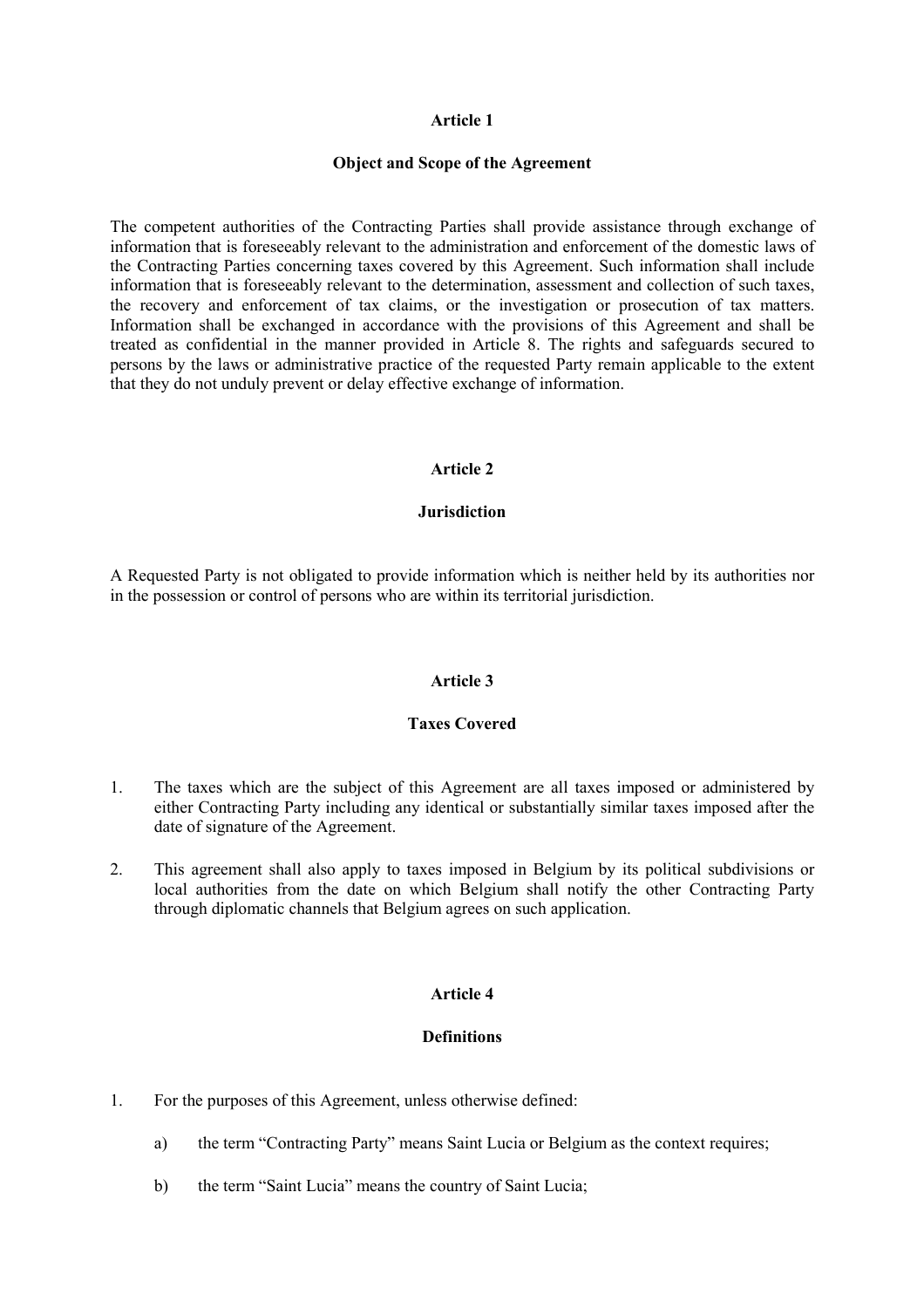## Article 1

### Object and Scope of the Agreement

The competent authorities of the Contracting Parties shall provide assistance through exchange of information that is foreseeably relevant to the administration and enforcement of the domestic laws of the Contracting Parties concerning taxes covered by this Agreement. Such information shall include information that is foreseeably relevant to the determination, assessment and collection of such taxes, the recovery and enforcement of tax claims, or the investigation or prosecution of tax matters. Information shall be exchanged in accordance with the provisions of this Agreement and shall be treated as confidential in the manner provided in Article 8. The rights and safeguards secured to persons by the laws or administrative practice of the requested Party remain applicable to the extent that they do not unduly prevent or delay effective exchange of information.

## Article 2

### Jurisdiction

A Requested Party is not obligated to provide information which is neither held by its authorities nor in the possession or control of persons who are within its territorial jurisdiction.

## Article 3

### Taxes Covered

1. The taxes which are the subject of this Agreement are all taxes imposed or administered by either Contracting Party including any identical or substantially similar taxes imposed after the date of signature of the Agreement.

2. This agreement shall also apply to taxes imposed in Belgium by its political subdivisions or local authorities from the date on which Belgium shall notify the other Contracting Party through diplomatic channels that Belgium agrees on such application.

## Article 4

### Definitions

1. For the purposes of this Agreement, unless otherwise defined:

    a) the term “Contracting Party” means Saint Lucia or Belgium as the context requires;

    b) the term “Saint Lucia” means the country of Saint Lucia;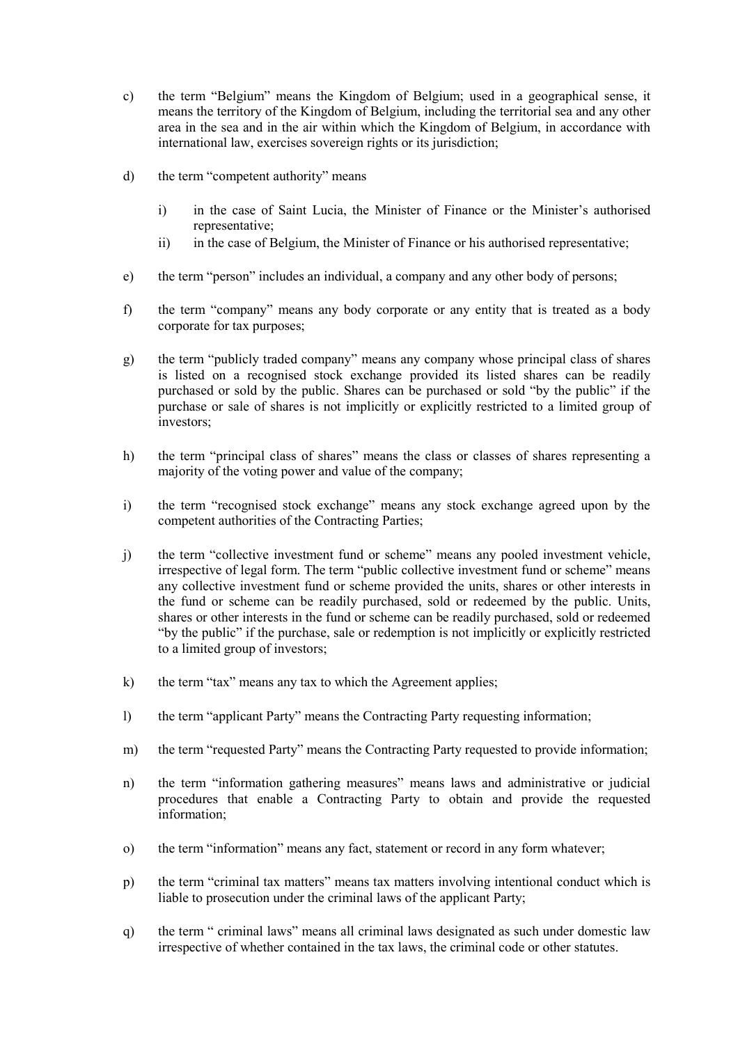c) the term "Belgium" means the Kingdom of Belgium; used in a geographical sense, it means the territory of the Kingdom of Belgium, including the territorial sea and any other area in the sea and in the air within which the Kingdom of Belgium, in accordance with international law, exercises sovereign rights or its jurisdiction;

d) the term "competent authority" means

   i) in the case of Saint Lucia, the Minister of Finance or the Minister's authorised representative;
   ii) in the case of Belgium, the Minister of Finance or his authorised representative;

e) the term "person" includes an individual, a company and any other body of persons;

f) the term "company" means any body corporate or any entity that is treated as a body corporate for tax purposes;

g) the term "publicly traded company" means any company whose principal class of shares is listed on a recognised stock exchange provided its listed shares can be readily purchased or sold by the public. Shares can be purchased or sold "by the public" if the purchase or sale of shares is not implicitly or explicitly restricted to a limited group of investors;

h) the term "principal class of shares" means the class or classes of shares representing a majority of the voting power and value of the company;

i) the term "recognised stock exchange" means any stock exchange agreed upon by the competent authorities of the Contracting Parties;

j) the term "collective investment fund or scheme" means any pooled investment vehicle, irrespective of legal form. The term "public collective investment fund or scheme" means any collective investment fund or scheme provided the units, shares or other interests in the fund or scheme can be readily purchased, sold or redeemed by the public. Units, shares or other interests in the fund or scheme can be readily purchased, sold or redeemed "by the public" if the purchase, sale or redemption is not implicitly or explicitly restricted to a limited group of investors;

k) the term "tax" means any tax to which the Agreement applies;

l) the term "applicant Party" means the Contracting Party requesting information;

m) the term "requested Party" means the Contracting Party requested to provide information;

n) the term "information gathering measures" means laws and administrative or judicial procedures that enable a Contracting Party to obtain and provide the requested information;

o) the term "information" means any fact, statement or record in any form whatever;

p) the term "criminal tax matters" means tax matters involving intentional conduct which is liable to prosecution under the criminal laws of the applicant Party;

q) the term " criminal laws" means all criminal laws designated as such under domestic law irrespective of whether contained in the tax laws, the criminal code or other statutes.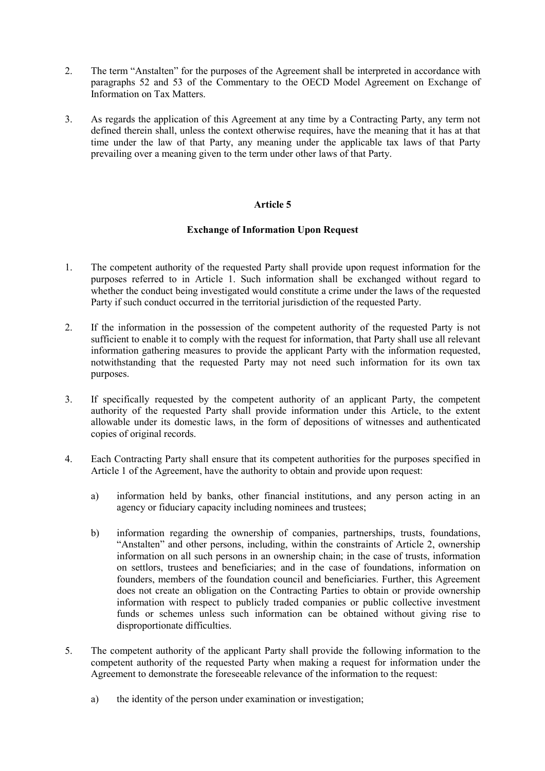2. The term "Anstalten" for the purposes of the Agreement shall be interpreted in accordance with paragraphs 52 and 53 of the Commentary to the OECD Model Agreement on Exchange of Information on Tax Matters.

3. As regards the application of this Agreement at any time by a Contracting Party, any term not defined therein shall, unless the context otherwise requires, have the meaning that it has at that time under the law of that Party, any meaning under the applicable tax laws of that Party prevailing over a meaning given to the term under other laws of that Party.

## Article 5

## Exchange of Information Upon Request

1. The competent authority of the requested Party shall provide upon request information for the purposes referred to in Article 1. Such information shall be exchanged without regard to whether the conduct being investigated would constitute a crime under the laws of the requested Party if such conduct occurred in the territorial jurisdiction of the requested Party.

2. If the information in the possession of the competent authority of the requested Party is not sufficient to enable it to comply with the request for information, that Party shall use all relevant information gathering measures to provide the applicant Party with the information requested, notwithstanding that the requested Party may not need such information for its own tax purposes.

3. If specifically requested by the competent authority of an applicant Party, the competent authority of the requested Party shall provide information under this Article, to the extent allowable under its domestic laws, in the form of depositions of witnesses and authenticated copies of original records.

4. Each Contracting Party shall ensure that its competent authorities for the purposes specified in Article 1 of the Agreement, have the authority to obtain and provide upon request:

   a) information held by banks, other financial institutions, and any person acting in an agency or fiduciary capacity including nominees and trustees;

   b) information regarding the ownership of companies, partnerships, trusts, foundations, "Anstalten" and other persons, including, within the constraints of Article 2, ownership information on all such persons in an ownership chain; in the case of trusts, information on settlors, trustees and beneficiaries; and in the case of foundations, information on founders, members of the foundation council and beneficiaries. Further, this Agreement does not create an obligation on the Contracting Parties to obtain or provide ownership information with respect to publicly traded companies or public collective investment funds or schemes unless such information can be obtained without giving rise to disproportionate difficulties.

5. The competent authority of the applicant Party shall provide the following information to the competent authority of the requested Party when making a request for information under the Agreement to demonstrate the foreseeable relevance of the information to the request:

   a) the identity of the person under examination or investigation;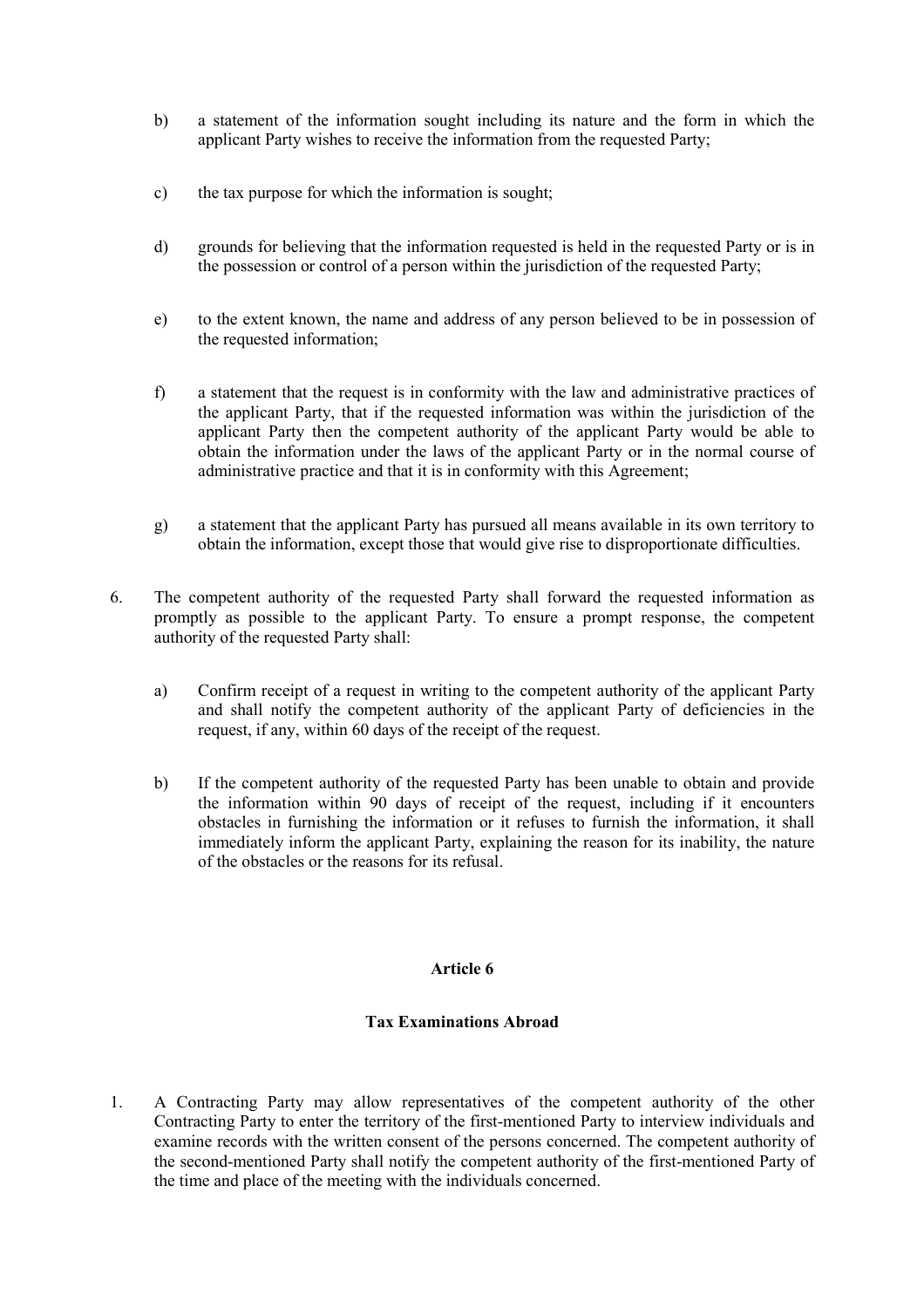b) a statement of the information sought including its nature and the form in which the applicant Party wishes to receive the information from the requested Party;

c) the tax purpose for which the information is sought;

d) grounds for believing that the information requested is held in the requested Party or is in the possession or control of a person within the jurisdiction of the requested Party;

e) to the extent known, the name and address of any person believed to be in possession of the requested information;

f) a statement that the request is in conformity with the law and administrative practices of the applicant Party, that if the requested information was within the jurisdiction of the applicant Party then the competent authority of the applicant Party would be able to obtain the information under the laws of the applicant Party or in the normal course of administrative practice and that it is in conformity with this Agreement;

g) a statement that the applicant Party has pursued all means available in its own territory to obtain the information, except those that would give rise to disproportionate difficulties.

6. The competent authority of the requested Party shall forward the requested information as promptly as possible to the applicant Party. To ensure a prompt response, the competent authority of the requested Party shall:

   a) Confirm receipt of a request in writing to the competent authority of the applicant Party and shall notify the competent authority of the applicant Party of deficiencies in the request, if any, within 60 days of the receipt of the request.

   b) If the competent authority of the requested Party has been unable to obtain and provide the information within 90 days of receipt of the request, including if it encounters obstacles in furnishing the information or it refuses to furnish the information, it shall immediately inform the applicant Party, explaining the reason for its inability, the nature of the obstacles or the reasons for its refusal.

## Article 6

## Tax Examinations Abroad

1. A Contracting Party may allow representatives of the competent authority of the other Contracting Party to enter the territory of the first-mentioned Party to interview individuals and examine records with the written consent of the persons concerned. The competent authority of the second-mentioned Party shall notify the competent authority of the first-mentioned Party of the time and place of the meeting with the individuals concerned.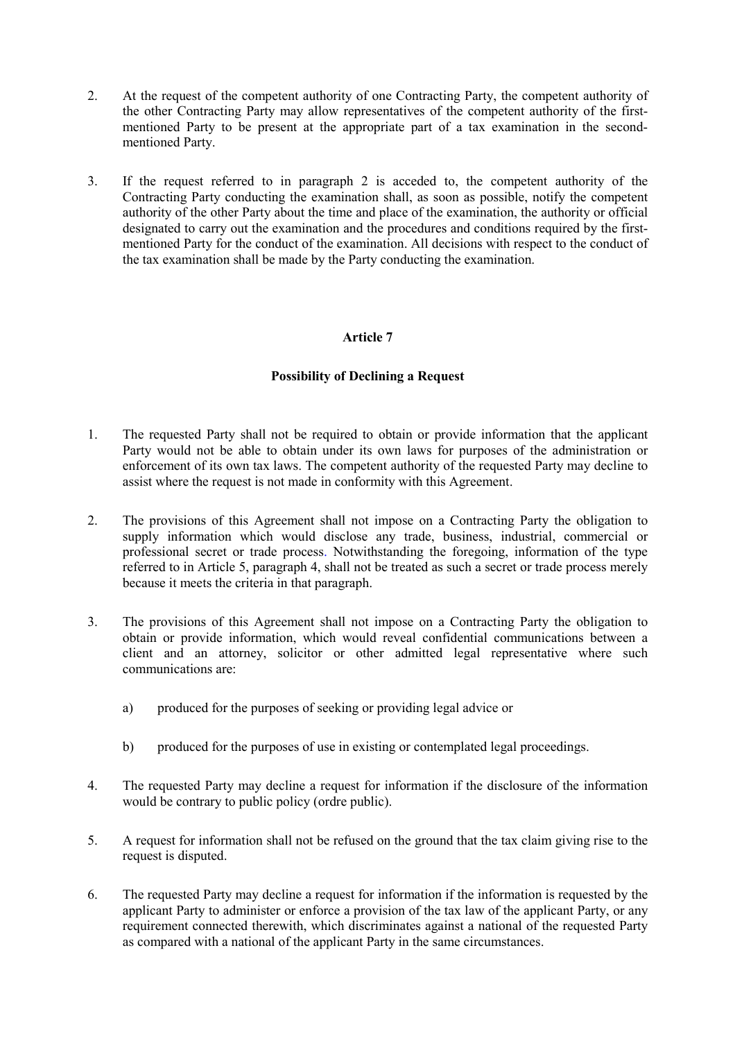2. At the request of the competent authority of one Contracting Party, the competent authority of the other Contracting Party may allow representatives of the competent authority of the first-mentioned Party to be present at the appropriate part of a tax examination in the second-mentioned Party.

3. If the request referred to in paragraph 2 is acceded to, the competent authority of the Contracting Party conducting the examination shall, as soon as possible, notify the competent authority of the other Party about the time and place of the examination, the authority or official designated to carry out the examination and the procedures and conditions required by the first-mentioned Party for the conduct of the examination. All decisions with respect to the conduct of the tax examination shall be made by the Party conducting the examination.

## Article 7

### Possibility of Declining a Request

1. The requested Party shall not be required to obtain or provide information that the applicant Party would not be able to obtain under its own laws for purposes of the administration or enforcement of its own tax laws. The competent authority of the requested Party may decline to assist where the request is not made in conformity with this Agreement.

2. The provisions of this Agreement shall not impose on a Contracting Party the obligation to supply information which would disclose any trade, business, industrial, commercial or professional secret or trade process. Notwithstanding the foregoing, information of the type referred to in Article 5, paragraph 4, shall not be treated as such a secret or trade process merely because it meets the criteria in that paragraph.

3. The provisions of this Agreement shall not impose on a Contracting Party the obligation to obtain or provide information, which would reveal confidential communications between a client and an attorney, solicitor or other admitted legal representative where such communications are:

   a) produced for the purposes of seeking or providing legal advice or

   b) produced for the purposes of use in existing or contemplated legal proceedings.

4. The requested Party may decline a request for information if the disclosure of the information would be contrary to public policy (ordre public).

5. A request for information shall not be refused on the ground that the tax claim giving rise to the request is disputed.

6. The requested Party may decline a request for information if the information is requested by the applicant Party to administer or enforce a provision of the tax law of the applicant Party, or any requirement connected therewith, which discriminates against a national of the requested Party as compared with a national of the applicant Party in the same circumstances.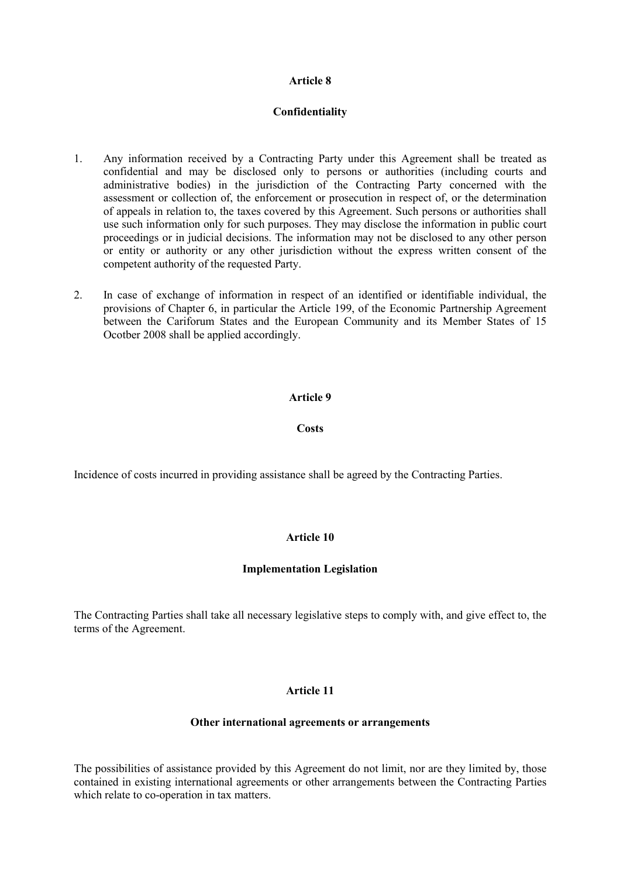## Article 8

### Confidentiality

1. Any information received by a Contracting Party under this Agreement shall be treated as confidential and may be disclosed only to persons or authorities (including courts and administrative bodies) in the jurisdiction of the Contracting Party concerned with the assessment or collection of, the enforcement or prosecution in respect of, or the determination of appeals in relation to, the taxes covered by this Agreement. Such persons or authorities shall use such information only for such purposes. They may disclose the information in public court proceedings or in judicial decisions. The information may not be disclosed to any other person or entity or authority or any other jurisdiction without the express written consent of the competent authority of the requested Party.

2. In case of exchange of information in respect of an identified or identifiable individual, the provisions of Chapter 6, in particular the Article 199, of the Economic Partnership Agreement between the Cariforum States and the European Community and its Member States of 15 Ocotber 2008 shall be applied accordingly.

## Article 9

### Costs

Incidence of costs incurred in providing assistance shall be agreed by the Contracting Parties.

## Article 10

### Implementation Legislation

The Contracting Parties shall take all necessary legislative steps to comply with, and give effect to, the terms of the Agreement.

## Article 11

### Other international agreements or arrangements

The possibilities of assistance provided by this Agreement do not limit, nor are they limited by, those contained in existing international agreements or other arrangements between the Contracting Parties which relate to co-operation in tax matters.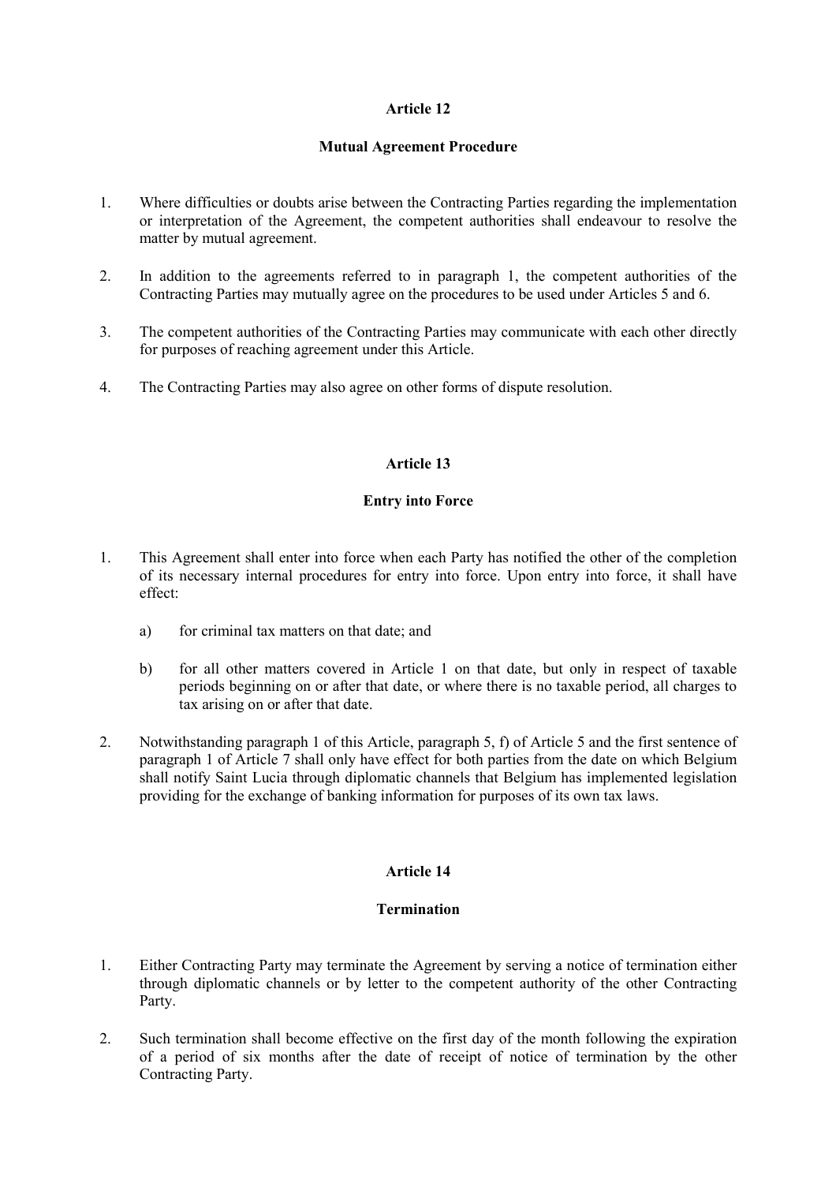## Article 12

### Mutual Agreement Procedure

1. Where difficulties or doubts arise between the Contracting Parties regarding the implementation or interpretation of the Agreement, the competent authorities shall endeavour to resolve the matter by mutual agreement.

2. In addition to the agreements referred to in paragraph 1, the competent authorities of the Contracting Parties may mutually agree on the procedures to be used under Articles 5 and 6.

3. The competent authorities of the Contracting Parties may communicate with each other directly for purposes of reaching agreement under this Article.

4. The Contracting Parties may also agree on other forms of dispute resolution.

## Article 13

### Entry into Force

1. This Agreement shall enter into force when each Party has notified the other of the completion of its necessary internal procedures for entry into force. Upon entry into force, it shall have effect:

   a) for criminal tax matters on that date; and

   b) for all other matters covered in Article 1 on that date, but only in respect of taxable periods beginning on or after that date, or where there is no taxable period, all charges to tax arising on or after that date.

2. Notwithstanding paragraph 1 of this Article, paragraph 5, f) of Article 5 and the first sentence of paragraph 1 of Article 7 shall only have effect for both parties from the date on which Belgium shall notify Saint Lucia through diplomatic channels that Belgium has implemented legislation providing for the exchange of banking information for purposes of its own tax laws.

## Article 14

### Termination

1. Either Contracting Party may terminate the Agreement by serving a notice of termination either through diplomatic channels or by letter to the competent authority of the other Contracting Party.

2. Such termination shall become effective on the first day of the month following the expiration of a period of six months after the date of receipt of notice of termination by the other Contracting Party.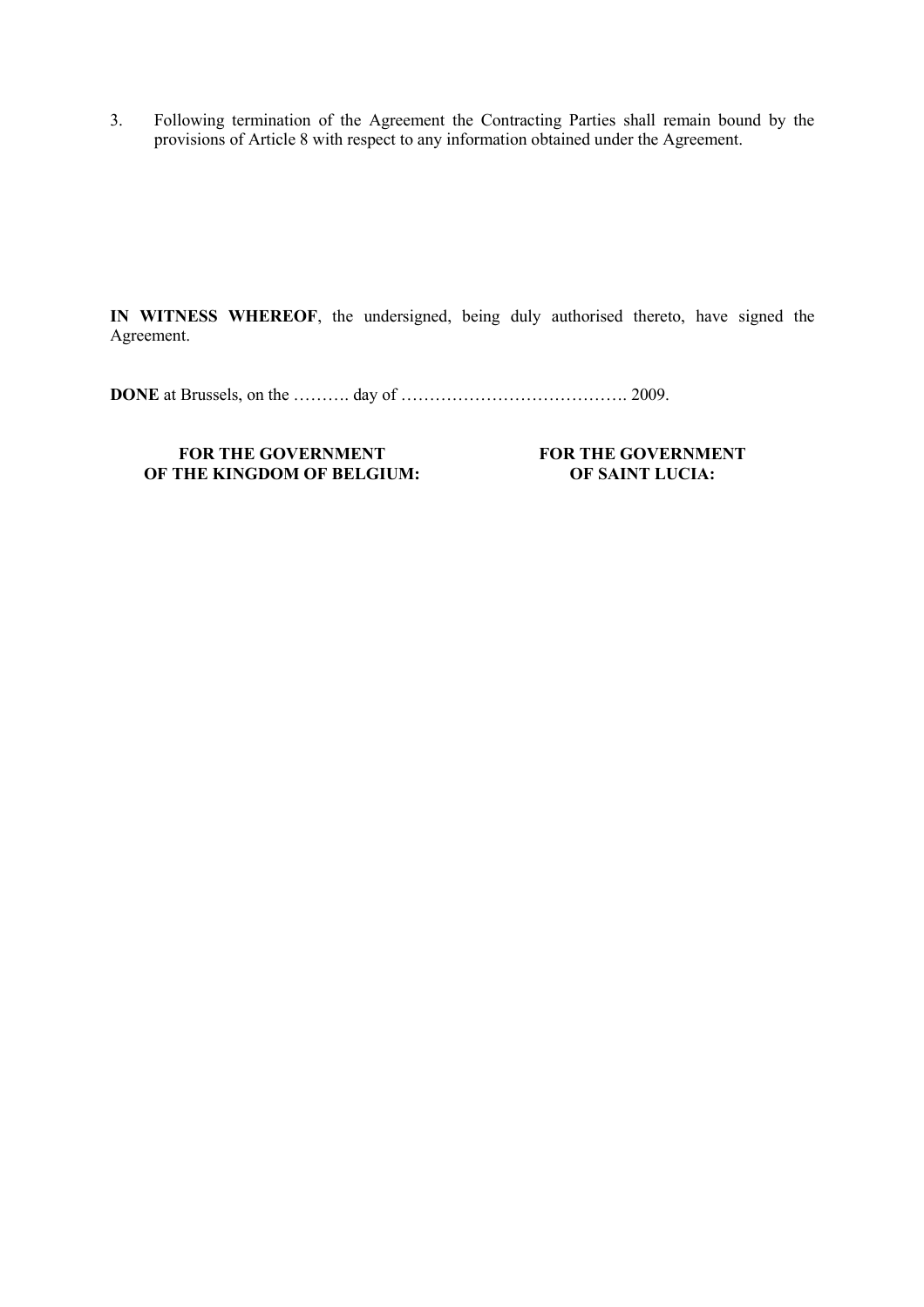3. Following termination of the Agreement the Contracting Parties shall remain bound by the provisions of Article 8 with respect to any information obtained under the Agreement.

**IN WITNESS WHEREOF**, the undersigned, being duly authorised thereto, have signed the Agreement.

**DONE** at Brussels, on the ………. day of …………………………………. 2009.

| | |
|---|---|
| **FOR THE GOVERNMENT OF THE KINGDOM OF BELGIUM:** | **FOR THE GOVERNMENT OF SAINT LUCIA:** |